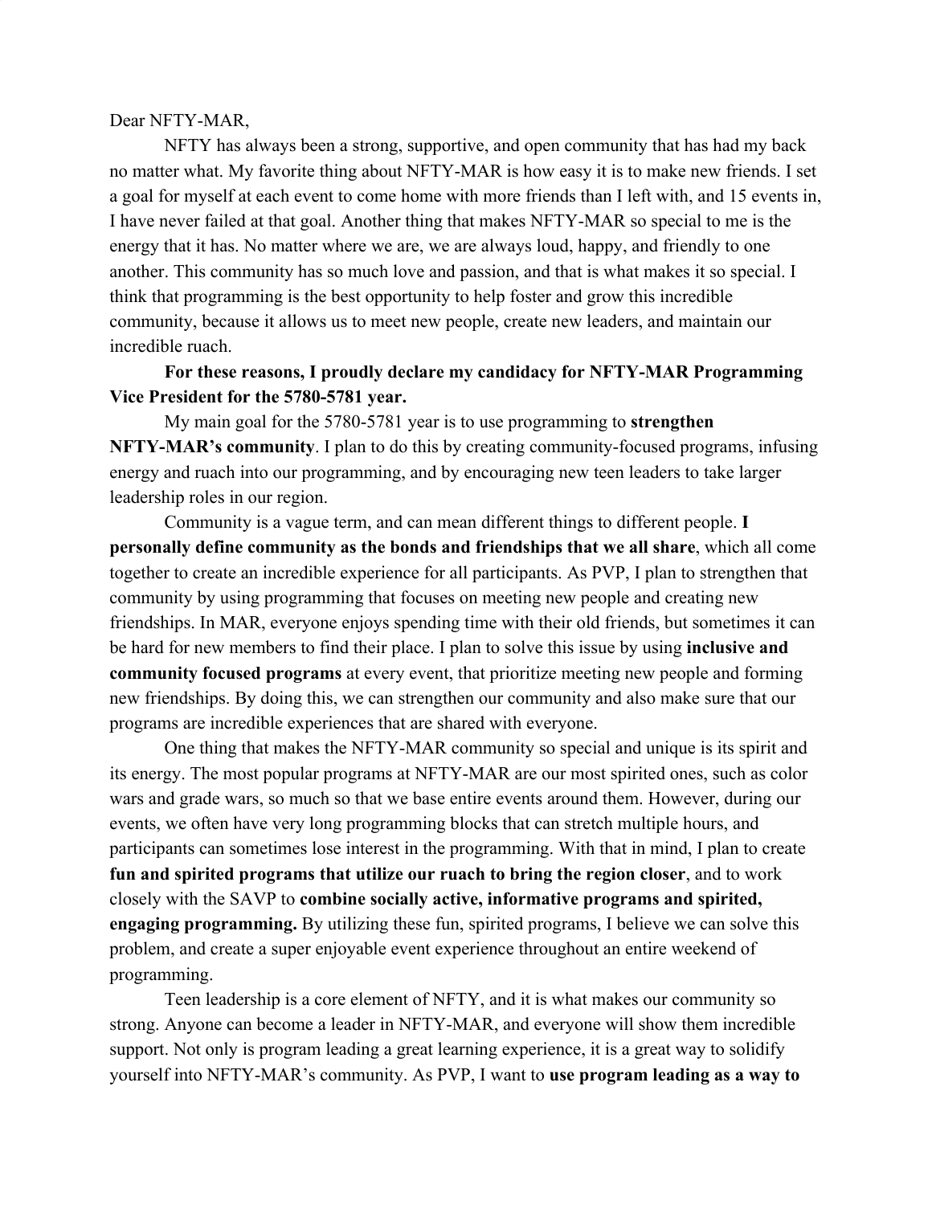Dear NFTY-MAR,

NFTY has always been a strong, supportive, and open community that has had my back no matter what. My favorite thing about NFTY-MAR is how easy it is to make new friends. I set a goal for myself at each event to come home with more friends than I left with, and 15 events in, I have never failed at that goal. Another thing that makes NFTY-MAR so special to me is the energy that it has. No matter where we are, we are always loud, happy, and friendly to one another. This community has so much love and passion, and that is what makes it so special. I think that programming is the best opportunity to help foster and grow this incredible community, because it allows us to meet new people, create new leaders, and maintain our incredible ruach.

**For these reasons, I proudly declare my candidacy for NFTY-MAR Programming Vice President for the 5780-5781 year.**

My main goal for the 5780-5781 year is to use programming to **strengthen NFTY-MAR's community**. I plan to do this by creating community-focused programs, infusing energy and ruach into our programming, and by encouraging new teen leaders to take larger leadership roles in our region.

Community is a vague term, and can mean different things to different people. **I personally define community as the bonds and friendships that we all share**, which all come together to create an incredible experience for all participants. As PVP, I plan to strengthen that community by using programming that focuses on meeting new people and creating new friendships. In MAR, everyone enjoys spending time with their old friends, but sometimes it can be hard for new members to find their place. I plan to solve this issue by using **inclusive and community focused programs** at every event, that prioritize meeting new people and forming new friendships. By doing this, we can strengthen our community and also make sure that our programs are incredible experiences that are shared with everyone.

One thing that makes the NFTY-MAR community so special and unique is its spirit and its energy. The most popular programs at NFTY-MAR are our most spirited ones, such as color wars and grade wars, so much so that we base entire events around them. However, during our events, we often have very long programming blocks that can stretch multiple hours, and participants can sometimes lose interest in the programming. With that in mind, I plan to create **fun and spirited programs that utilize our ruach to bring the region closer**, and to work closely with the SAVP to **combine socially active, informative programs and spirited, engaging programming.** By utilizing these fun, spirited programs, I believe we can solve this problem, and create a super enjoyable event experience throughout an entire weekend of programming.

Teen leadership is a core element of NFTY, and it is what makes our community so strong. Anyone can become a leader in NFTY-MAR, and everyone will show them incredible support. Not only is program leading a great learning experience, it is a great way to solidify yourself into NFTY-MAR's community. As PVP, I want to **use program leading as a way to**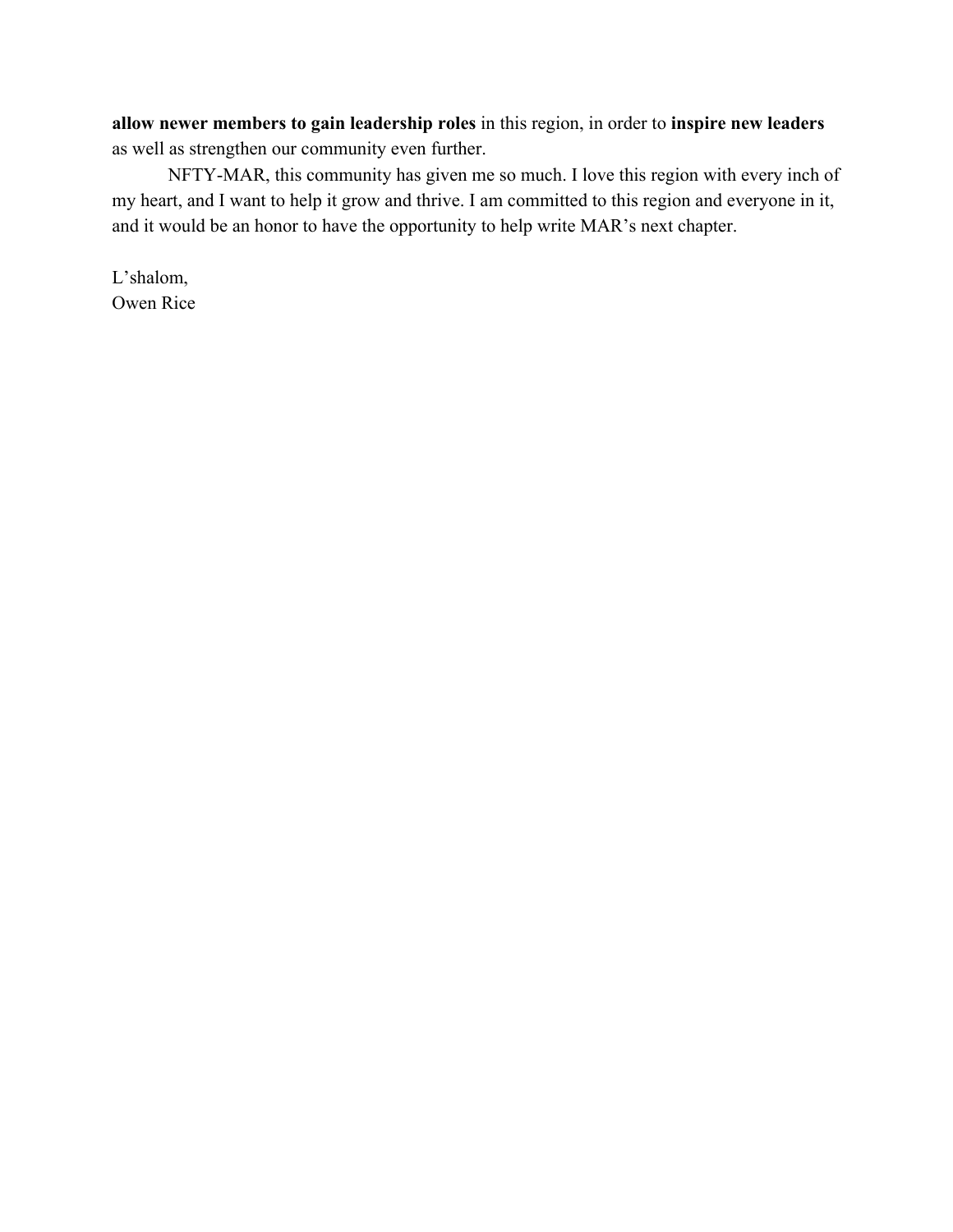**allow newer members to gain leadership roles** in this region, in order to **inspire new leaders** as well as strengthen our community even further.

NFTY-MAR, this community has given me so much. I love this region with every inch of my heart, and I want to help it grow and thrive. I am committed to this region and everyone in it, and it would be an honor to have the opportunity to help write MAR's next chapter.

L'shalom,
Owen Rice